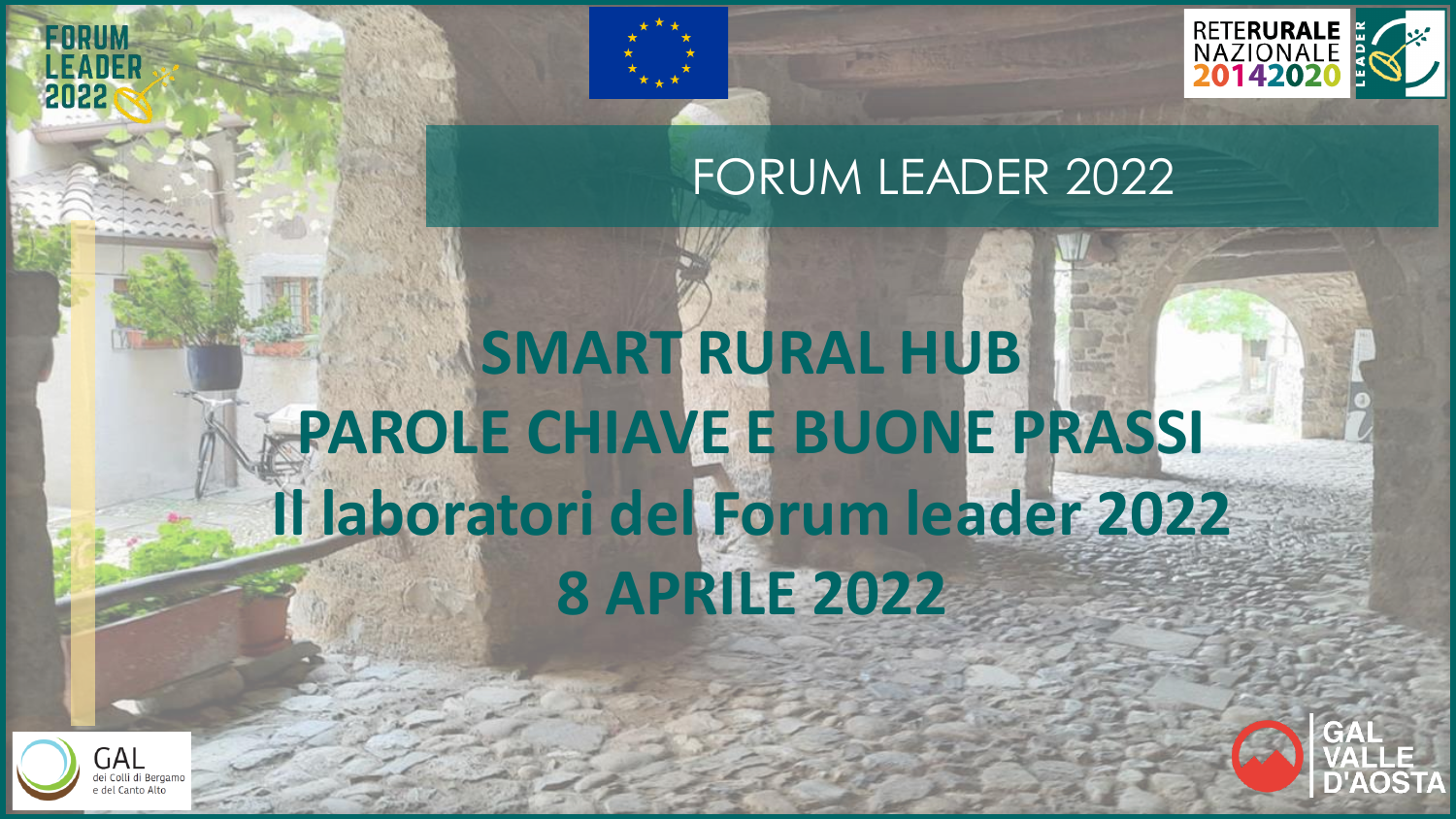# FORUM LEADER 2022

## SMART RURAL HUB
## PAROLE CHIAVE E BUONE PRASSI
## Il laboratori del Forum leader 2022
## 8 APRILE 2022

RETE RURALE NAZIONALE 2014 2020

LEADER

GAL dei Colli di Bergamo e del Canto Alto

GAL VALLE D'AOSTA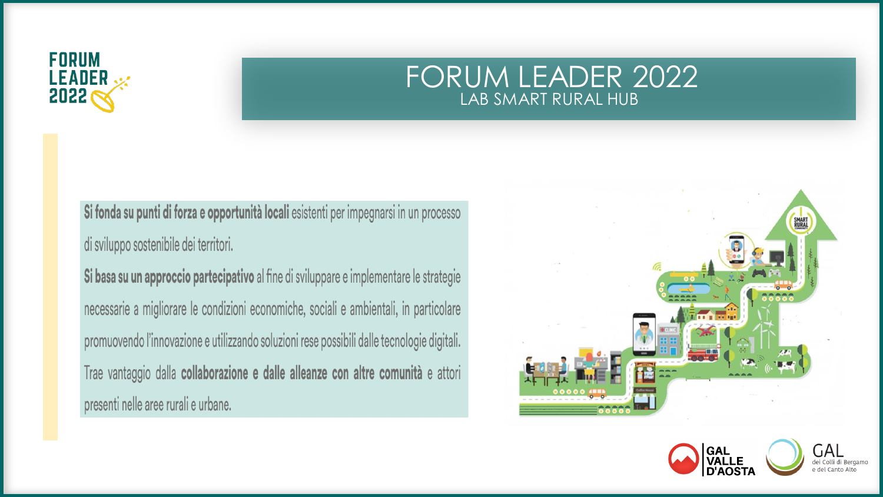# FORUM LEADER 2022

## LAB SMART RURAL HUB

**Si fonda su punti di forza e opportunità locali** esistenti per impegnarsi in un processo di sviluppo sostenibile dei territori.

**Si basa su un approccio partecipativo** al fine di sviluppare e implementare le strategie necessarie a migliorare le condizioni economiche, sociali e ambientali, in particolare promuovendo l'innovazione e utilizzando soluzioni rese possibili dalle tecnologie digitali.

Trae vantaggio dalla **collaborazione e dalle alleanze con altre comunità** e attori presenti nelle aree rurali e urbane.

GAL VALLE D'AOSTA

GAL dei Colli di Bergamo e del Canto Alto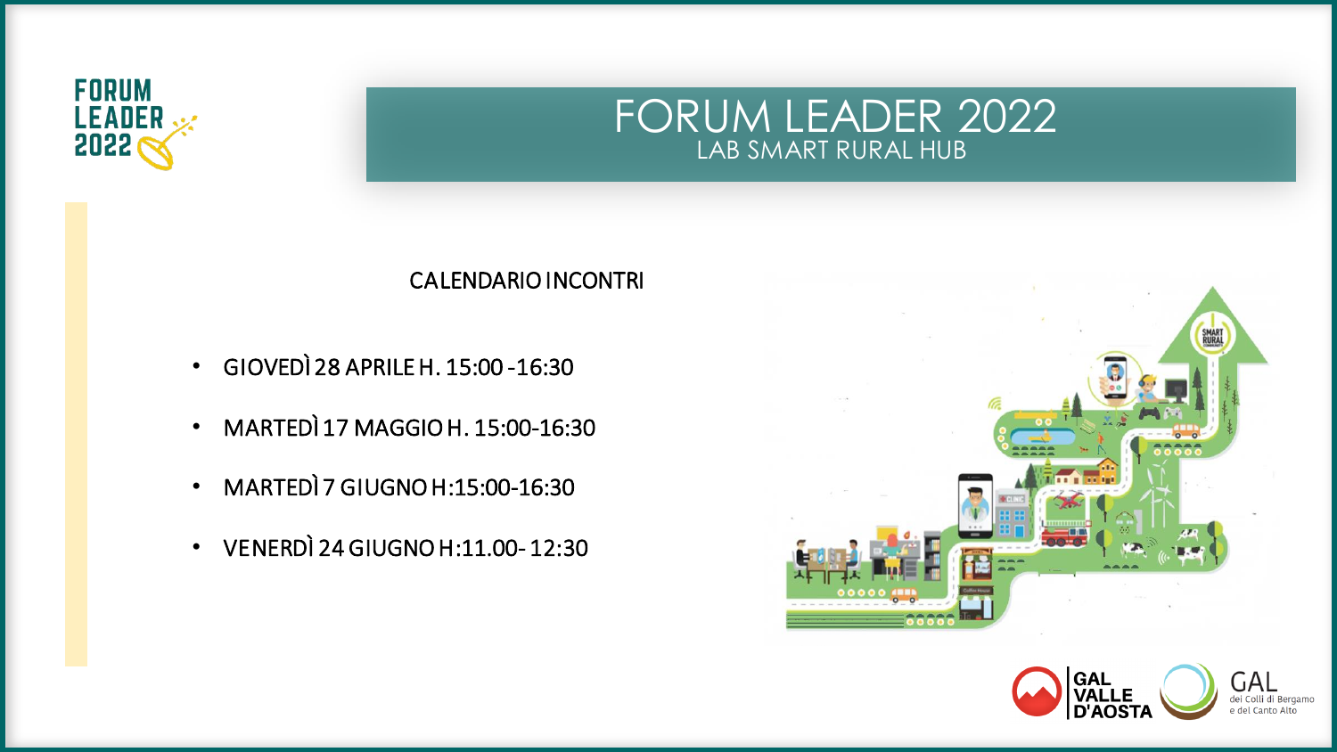# FORUM LEADER 2022

## LAB SMART RURAL HUB

CALENDARIO INCONTRI

- GIOVEDÌ 28 APRILE H. 15:00 -16:30
- MARTEDÌ 17 MAGGIO H. 15:00-16:30
- MARTEDÌ 7 GIUGNO H:15:00-16:30
- VENERDÌ 24 GIUGNO H:11.00- 12:30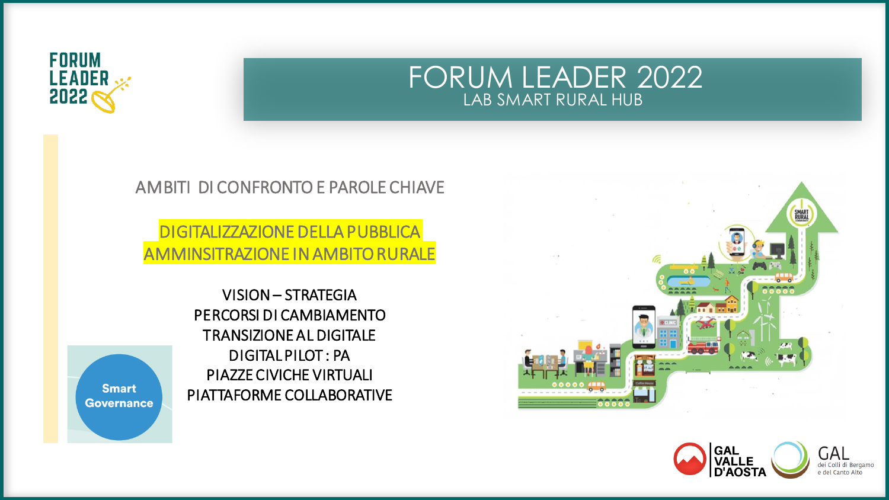# FORUM LEADER 2022

## LAB SMART RURAL HUB

AMBITI DI CONFRONTO E PAROLE CHIAVE

**DIGITALIZZAZIONE DELLA PUBBLICA AMMINSITRAZIONE IN AMBITO RURALE**

VISION – STRATEGIA
PERCORSI DI CAMBIAMENTO
TRANSIZIONE AL DIGITALE
DIGITAL PILOT : PA
PIAZZE CIVICHE VIRTUALI
PIATTAFORME COLLABORATIVE

Smart Governance

GAL VALLE D'AOSTA

GAL dei Colli di Bergamo e del Canto Alto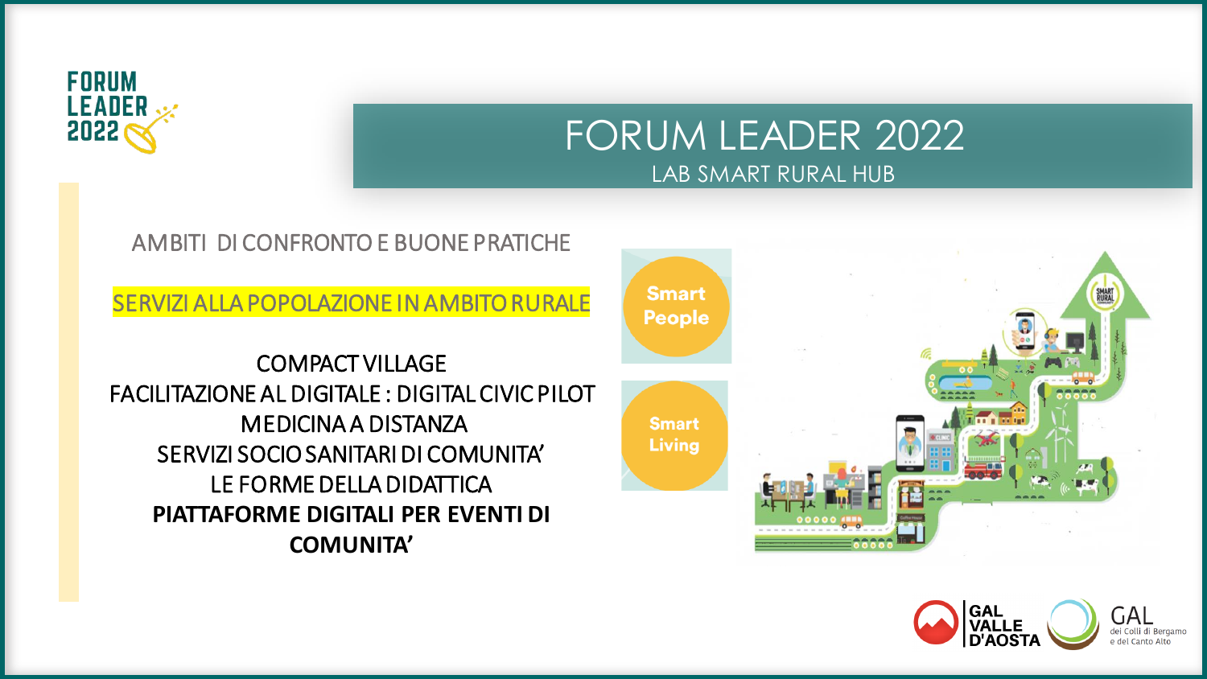# FORUM LEADER 2022

## LAB SMART RURAL HUB

AMBITI DI CONFRONTO E BUONE PRATICHE

SERVIZI ALLA POPOLAZIONE IN AMBITO RURALE

COMPACT VILLAGE
FACILITAZIONE AL DIGITALE : DIGITAL CIVIC PILOT
MEDICINA A DISTANZA
SERVIZI SOCIO SANITARI DI COMUNITA'
LE FORME DELLA DIDATTICA
**PIATTAFORME DIGITALI PER EVENTI DI COMUNITA'**

Smart People

Smart Living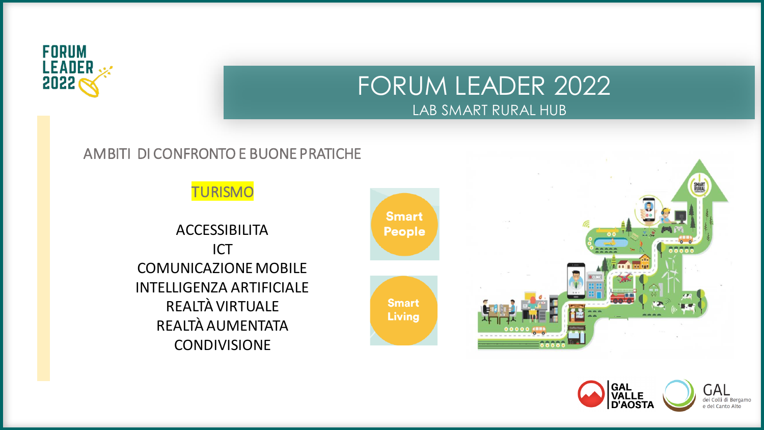# FORUM LEADER 2022

LAB SMART RURAL HUB

## AMBITI DI CONFRONTO E BUONE PRATICHE

TURISMO

ACCESSIBILITA
ICT
COMUNICAZIONE MOBILE
INTELLIGENZA ARTIFICIALE
REALTÀ VIRTUALE
REALTÀ AUMENTATA
CONDIVISIONE

Smart People

Smart Living

GAL VALLE D'AOSTA

GAL dei Colli di Bergamo e del Canto Alto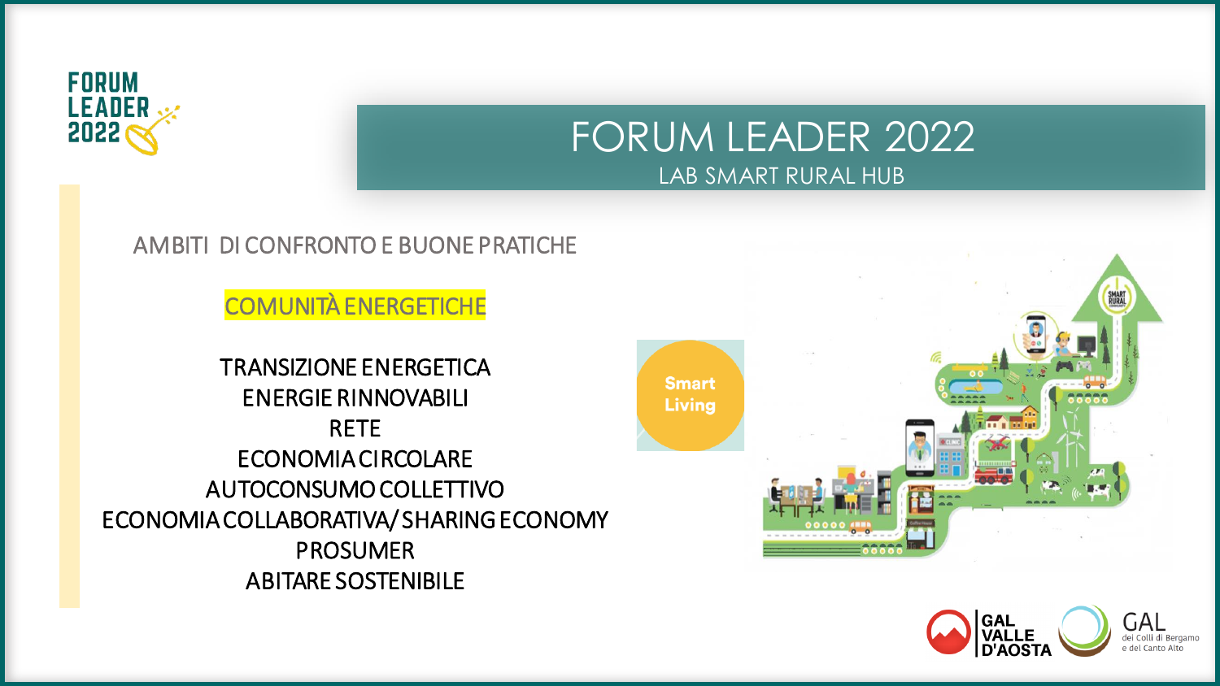# FORUM LEADER 2022

## LAB SMART RURAL HUB

AMBITI DI CONFRONTO E BUONE PRATICHE

**COMUNITÀ ENERGETICHE**

TRANSIZIONE ENERGETICA
ENERGIE RINNOVABILI
RETE
ECONOMIA CIRCOLARE
AUTOCONSUMO COLLETTIVO
ECONOMIA COLLABORATIVA/ SHARING ECONOMY
PROSUMER
ABITARE SOSTENIBILE

Smart Living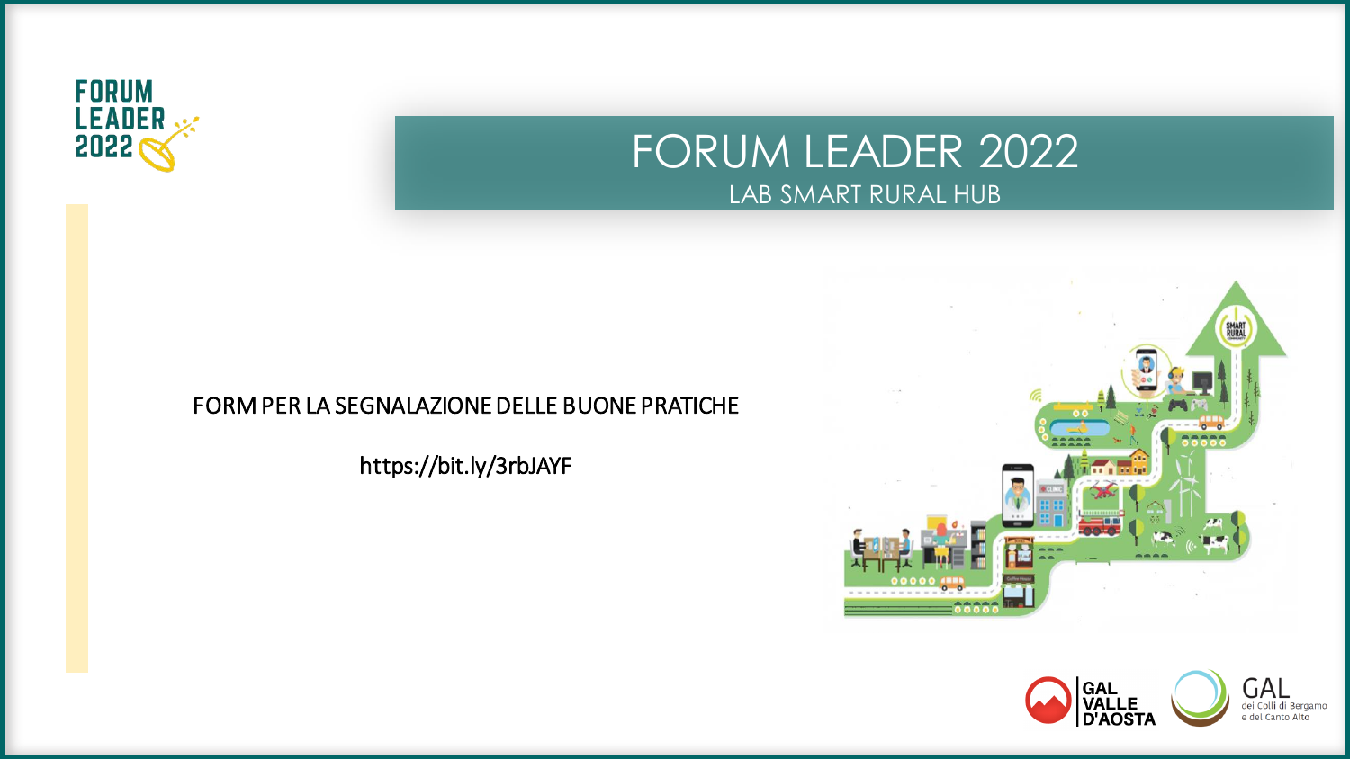# FORUM LEADER 2022

## LAB SMART RURAL HUB

FORM PER LA SEGNALAZIONE DELLE BUONE PRATICHE

https://bit.ly/3rbJAYF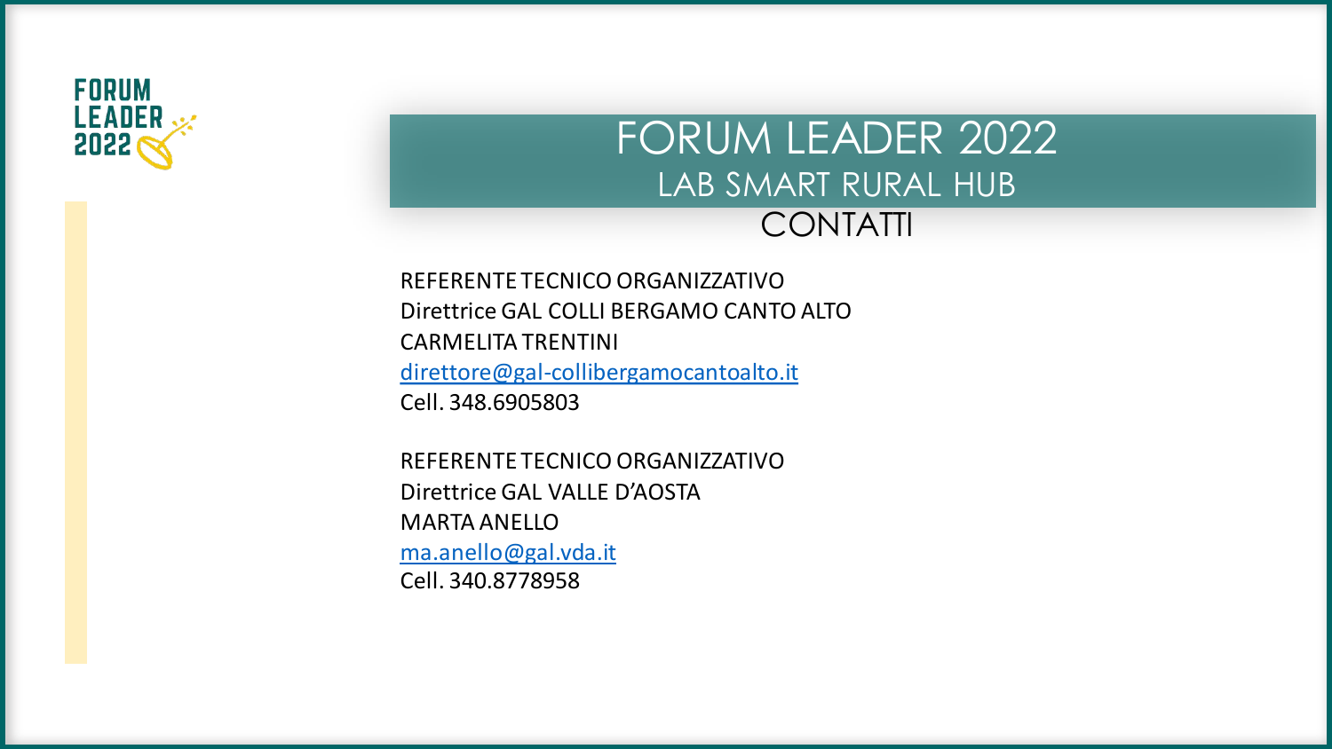FORUM LEADER 2022

# FORUM LEADER 2022

## LAB SMART RURAL HUB

## CONTATTI

REFERENTE TECNICO ORGANIZZATIVO
Direttrice GAL COLLI BERGAMO CANTO ALTO
CARMELITA TRENTINI
direttore@gal-collibergamocantoalto.it
Cell. 348.6905803

REFERENTE TECNICO ORGANIZZATIVO
Direttrice GAL VALLE D'AOSTA
MARTA ANELLO
ma.anello@gal.vda.it
Cell. 340.8778958